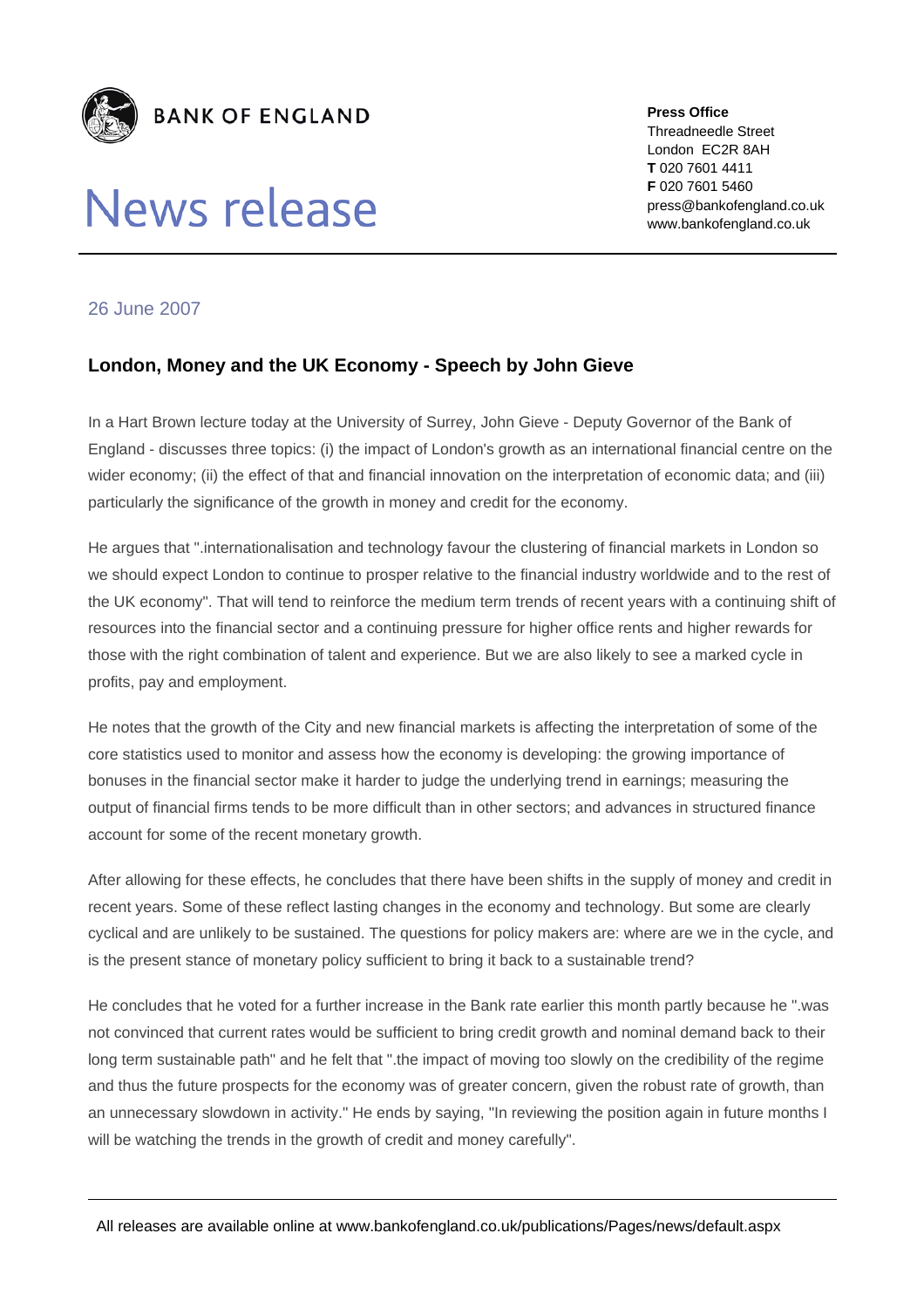**BANK OF ENGLAND**

# News release

**Press Office**
Threadneedle Street
London EC2R 8AH
**T** 020 7601 4411
**F** 020 7601 5460
press@bankofengland.co.uk
www.bankofengland.co.uk

26 June 2007

## London, Money and the UK Economy - Speech by John Gieve

In a Hart Brown lecture today at the University of Surrey, John Gieve - Deputy Governor of the Bank of England - discusses three topics: (i) the impact of London's growth as an international financial centre on the wider economy; (ii) the effect of that and financial innovation on the interpretation of economic data; and (iii) particularly the significance of the growth in money and credit for the economy.

He argues that ".internationalisation and technology favour the clustering of financial markets in London so we should expect London to continue to prosper relative to the financial industry worldwide and to the rest of the UK economy". That will tend to reinforce the medium term trends of recent years with a continuing shift of resources into the financial sector and a continuing pressure for higher office rents and higher rewards for those with the right combination of talent and experience. But we are also likely to see a marked cycle in profits, pay and employment.

He notes that the growth of the City and new financial markets is affecting the interpretation of some of the core statistics used to monitor and assess how the economy is developing: the growing importance of bonuses in the financial sector make it harder to judge the underlying trend in earnings; measuring the output of financial firms tends to be more difficult than in other sectors; and advances in structured finance account for some of the recent monetary growth.

After allowing for these effects, he concludes that there have been shifts in the supply of money and credit in recent years. Some of these reflect lasting changes in the economy and technology. But some are clearly cyclical and are unlikely to be sustained. The questions for policy makers are: where are we in the cycle, and is the present stance of monetary policy sufficient to bring it back to a sustainable trend?

He concludes that he voted for a further increase in the Bank rate earlier this month partly because he ".was not convinced that current rates would be sufficient to bring credit growth and nominal demand back to their long term sustainable path" and he felt that ".the impact of moving too slowly on the credibility of the regime and thus the future prospects for the economy was of greater concern, given the robust rate of growth, than an unnecessary slowdown in activity." He ends by saying, "In reviewing the position again in future months I will be watching the trends in the growth of credit and money carefully".

All releases are available online at www.bankofengland.co.uk/publications/Pages/news/default.aspx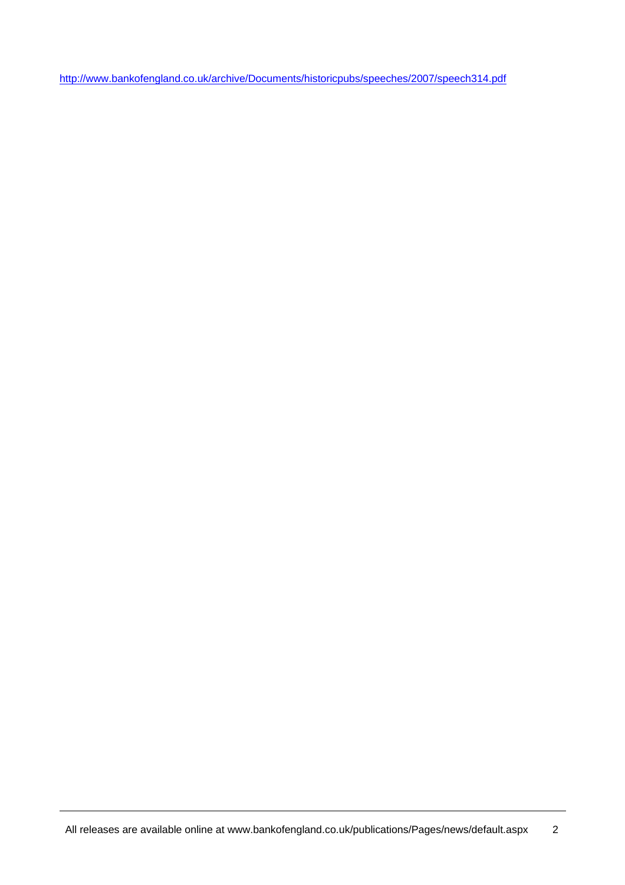http://www.bankofengland.co.uk/archive/Documents/historicpubs/speeches/2007/speech314.pdf